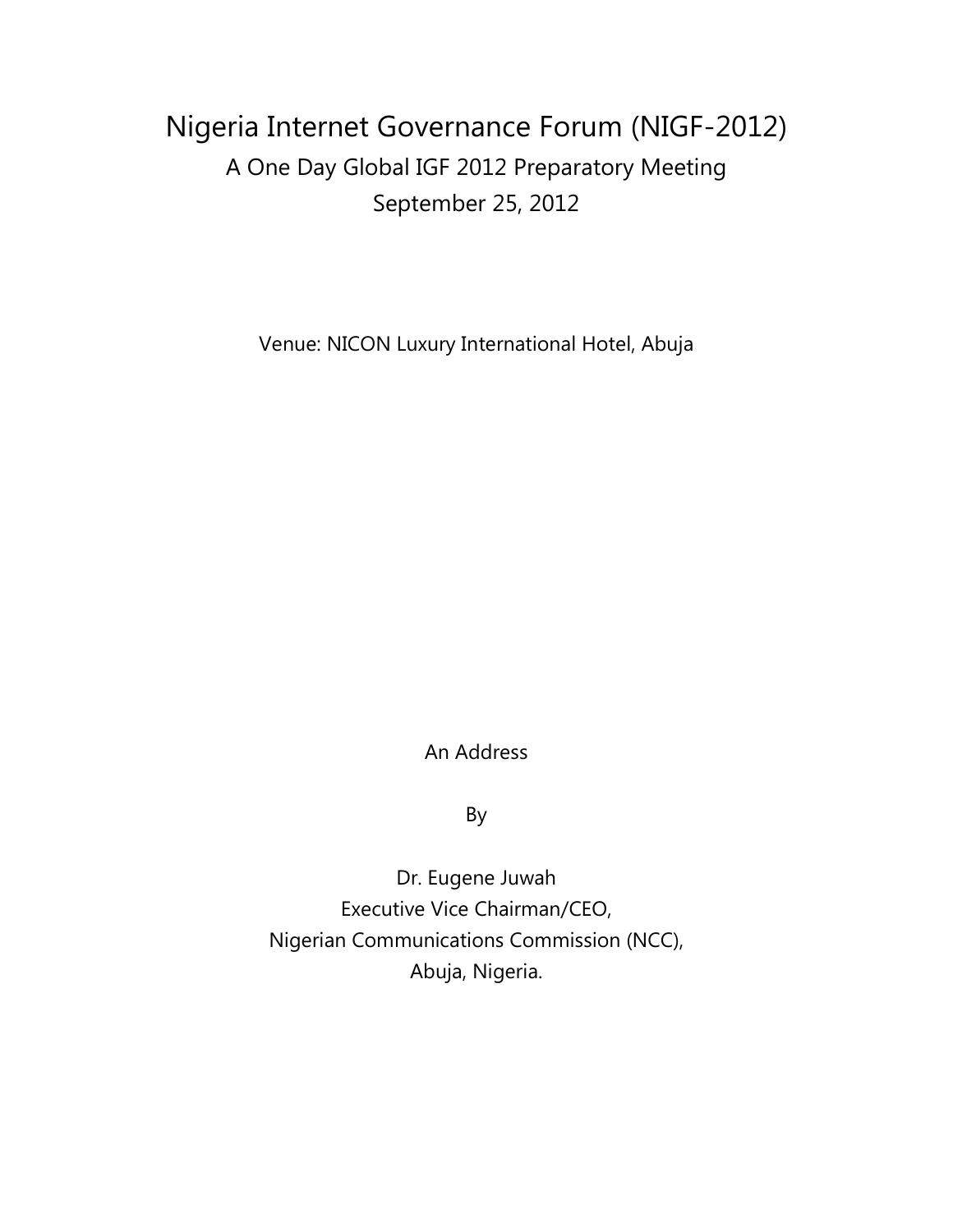# Nigeria Internet Governance Forum (NIGF-2012)

## A One Day Global IGF 2012 Preparatory Meeting

## September 25, 2012

Venue: NICON Luxury International Hotel, Abuja

An Address

By

Dr. Eugene Juwah
Executive Vice Chairman/CEO,
Nigerian Communications Commission (NCC),
Abuja, Nigeria.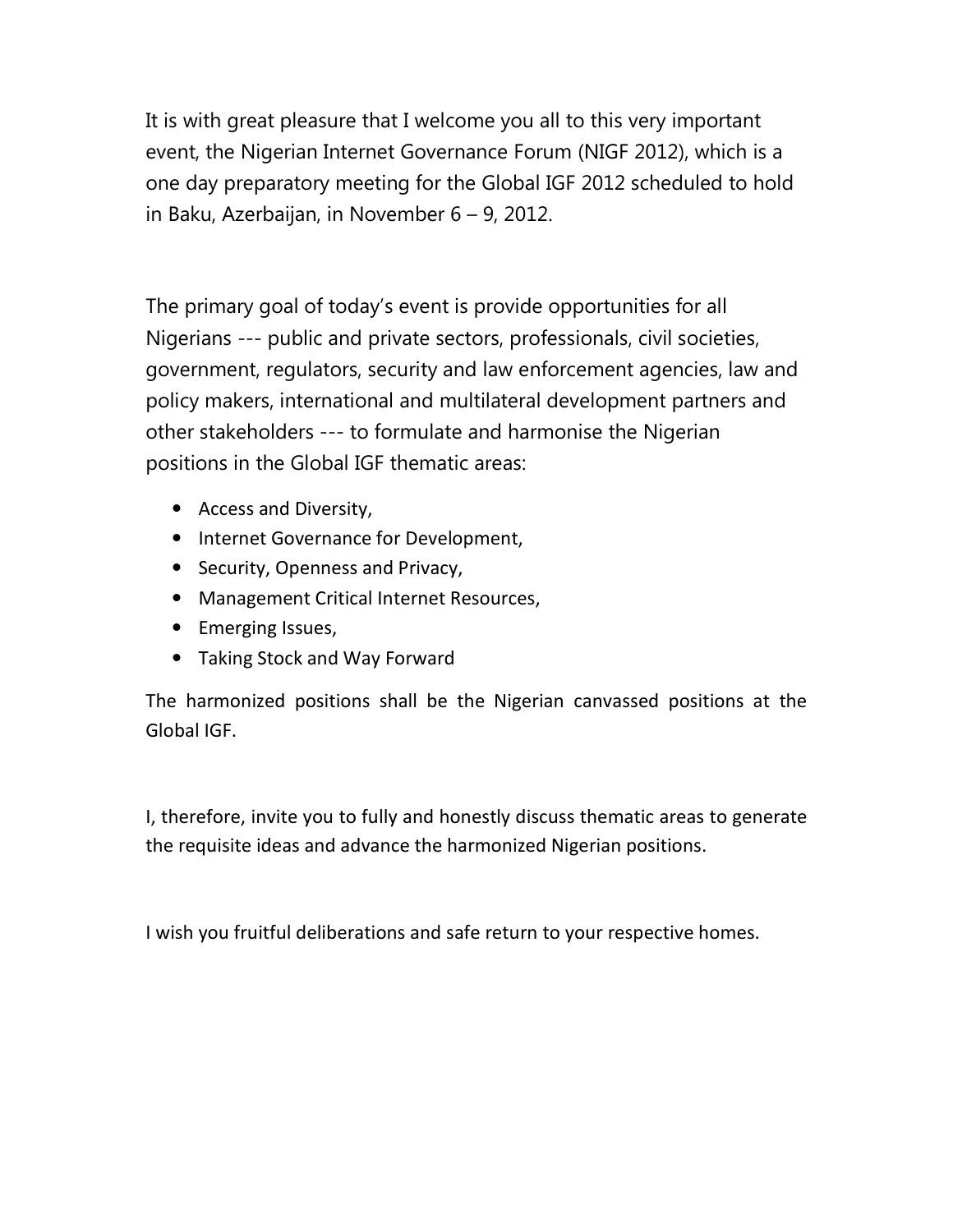It is with great pleasure that I welcome you all to this very important event, the Nigerian Internet Governance Forum (NIGF 2012), which is a one day preparatory meeting for the Global IGF 2012 scheduled to hold in Baku, Azerbaijan, in November 6 – 9, 2012.

The primary goal of today's event is provide opportunities for all Nigerians --- public and private sectors, professionals, civil societies, government, regulators, security and law enforcement agencies, law and policy makers, international and multilateral development partners and other stakeholders --- to formulate and harmonise the Nigerian positions in the Global IGF thematic areas:

- Access and Diversity,
- Internet Governance for Development,
- Security, Openness and Privacy,
- Management Critical Internet Resources,
- Emerging Issues,
- Taking Stock and Way Forward

The harmonized positions shall be the Nigerian canvassed positions at the Global IGF.

I, therefore, invite you to fully and honestly discuss thematic areas to generate the requisite ideas and advance the harmonized Nigerian positions.

I wish you fruitful deliberations and safe return to your respective homes.